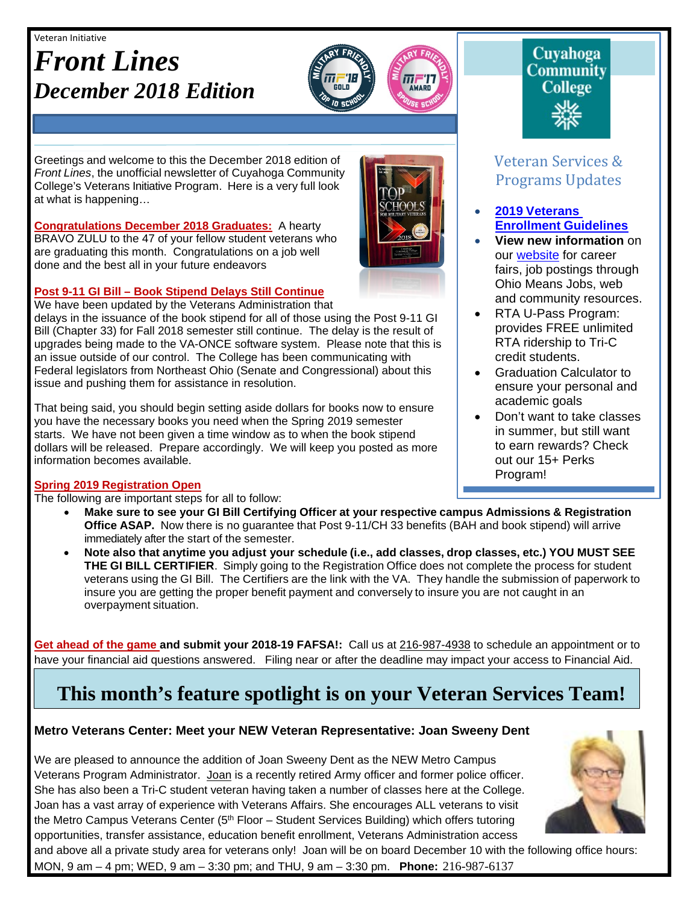Veteran Initiative

# *Front Lines*

## *December 2018 Edition*

Cuyahoga Community College

Greetings and welcome to this the December 2018 edition of *Front Lines*, the unofficial newsletter of Cuyahoga Community College's Veterans Initiative Program. Here is a very full look at what is happening…

**Congratulations December 2018 Graduates:** A hearty BRAVO ZULU to the 47 of your fellow student veterans who are graduating this month. Congratulations on a job well done and the best all in your future endeavors

**Post 9-11 GI Bill – Book Stipend Delays Still Continue**

We have been updated by the Veterans Administration that delays in the issuance of the book stipend for all of those using the Post 9-11 GI Bill (Chapter 33) for Fall 2018 semester still continue. The delay is the result of upgrades being made to the VA-ONCE software system. Please note that this is an issue outside of our control. The College has been communicating with Federal legislators from Northeast Ohio (Senate and Congressional) about this issue and pushing them for assistance in resolution.

That being said, you should begin setting aside dollars for books now to ensure you have the necessary books you need when the Spring 2019 semester starts. We have not been given a time window as to when the book stipend dollars will be released. Prepare accordingly. We will keep you posted as more information becomes available.

**Spring 2019 Registration Open**

The following are important steps for all to follow:

- **Make sure to see your GI Bill Certifying Officer at your respective campus Admissions & Registration Office ASAP.** Now there is no guarantee that Post 9-11/CH 33 benefits (BAH and book stipend) will arrive immediately after the start of the semester.
- **Note also that anytime you adjust your schedule (i.e., add classes, drop classes, etc.) YOU MUST SEE THE GI BILL CERTIFIER**. Simply going to the Registration Office does not complete the process for student veterans using the GI Bill. The Certifiers are the link with the VA. They handle the submission of paperwork to insure you are getting the proper benefit payment and conversely to insure you are not caught in an overpayment situation.

**Get ahead of the game and submit your 2018-19 FAFSA!:** Call us at 216-987-4938 to schedule an appointment or to have your financial aid questions answered. Filing near or after the deadline may impact your access to Financial Aid.

### Veteran Services & Programs Updates

- **2019 Veterans Enrollment Guidelines**
- **View new information** on our website for career fairs, job postings through Ohio Means Jobs, web and community resources.
- RTA U-Pass Program: provides FREE unlimited RTA ridership to Tri-C credit students.
- Graduation Calculator to ensure your personal and academic goals
- Don't want to take classes in summer, but still want to earn rewards? Check out our 15+ Perks Program!

# This month's feature spotlight is on your Veteran Services Team!

**Metro Veterans Center: Meet your NEW Veteran Representative: Joan Sweeny Dent**

We are pleased to announce the addition of Joan Sweeny Dent as the NEW Metro Campus Veterans Program Administrator. Joan is a recently retired Army officer and former police officer. She has also been a Tri-C student veteran having taken a number of classes here at the College. Joan has a vast array of experience with Veterans Affairs. She encourages ALL veterans to visit the Metro Campus Veterans Center (5th Floor – Student Services Building) which offers tutoring opportunities, transfer assistance, education benefit enrollment, Veterans Administration access and above all a private study area for veterans only! Joan will be on board December 10 with the following office hours: MON, 9 am – 4 pm; WED, 9 am – 3:30 pm; and THU, 9 am – 3:30 pm. **Phone:** 216-987-6137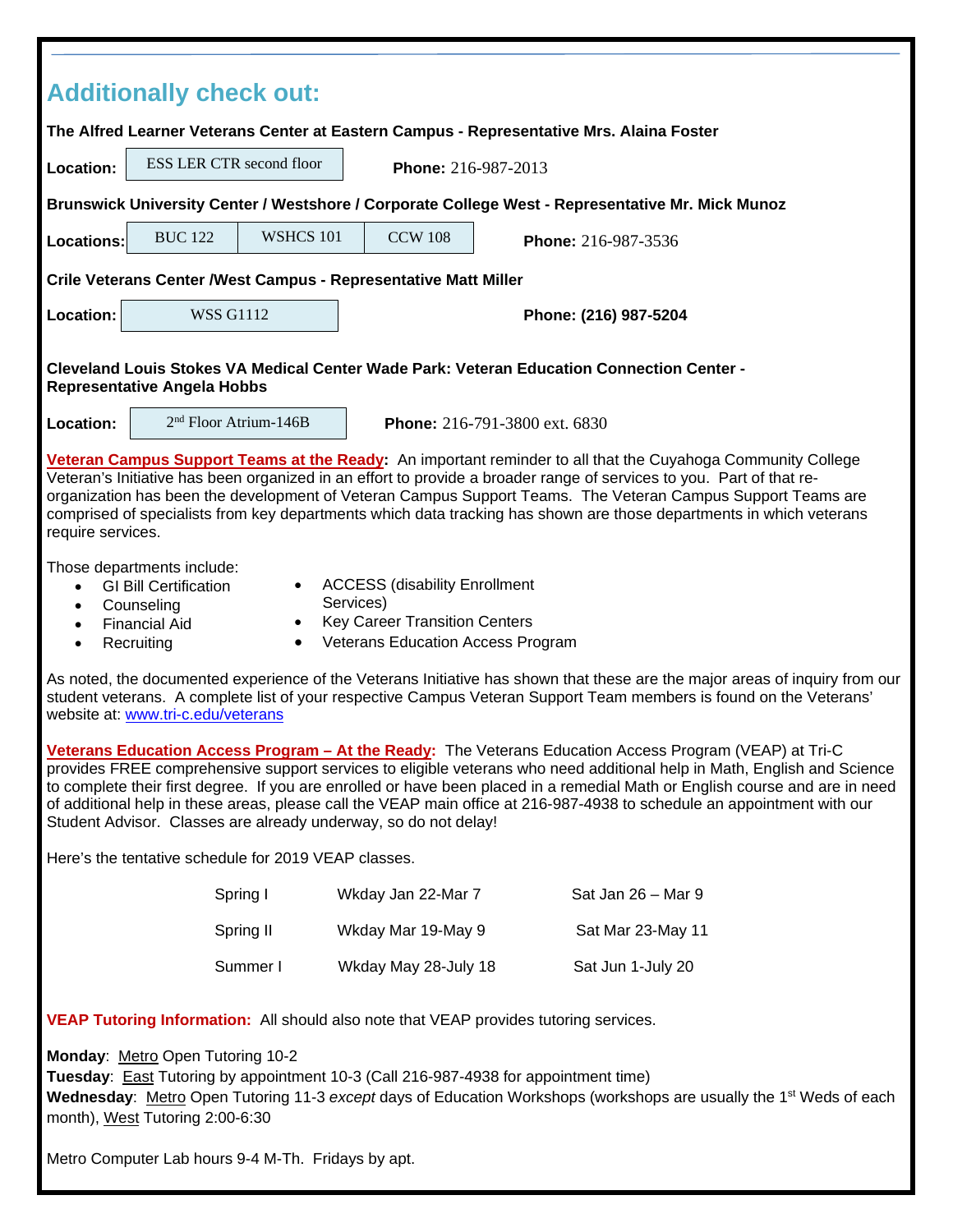## Additionally check out:

**The Alfred Learner Veterans Center at Eastern Campus - Representative Mrs. Alaina Foster**

**Location:** ESS LER CTR second floor **Phone:** 216-987-2013

**Brunswick University Center / Westshore / Corporate College West - Representative Mr. Mick Munoz**

**Locations:** BUC 122 | WSHCS 101 | CCW 108 **Phone:** 216-987-3536

**Crile Veterans Center /West Campus - Representative Matt Miller**

**Location:** WSS G1112 **Phone: (216) 987-5204**

**Cleveland Louis Stokes VA Medical Center Wade Park: Veteran Education Connection Center - Representative Angela Hobbs**

**Location:** 2nd Floor Atrium-146B **Phone:** 216-791-3800 ext. 6830

**Veteran Campus Support Teams at the Ready:** An important reminder to all that the Cuyahoga Community College Veteran's Initiative has been organized in an effort to provide a broader range of services to you. Part of that re-organization has been the development of Veteran Campus Support Teams. The Veteran Campus Support Teams are comprised of specialists from key departments which data tracking has shown are those departments in which veterans require services.

Those departments include:

- GI Bill Certification
- Counseling
- Financial Aid
- Recruiting
- ACCESS (disability Enrollment Services)
- Key Career Transition Centers
- Veterans Education Access Program

As noted, the documented experience of the Veterans Initiative has shown that these are the major areas of inquiry from our student veterans. A complete list of your respective Campus Veteran Support Team members is found on the Veterans' website at: www.tri-c.edu/veterans

**Veterans Education Access Program – At the Ready:** The Veterans Education Access Program (VEAP) at Tri-C provides FREE comprehensive support services to eligible veterans who need additional help in Math, English and Science to complete their first degree. If you are enrolled or have been placed in a remedial Math or English course and are in need of additional help in these areas, please call the VEAP main office at 216-987-4938 to schedule an appointment with our Student Advisor. Classes are already underway, so do not delay!

Here's the tentative schedule for 2019 VEAP classes.

| | | |
|---|---|---|
| Spring I | Wkday Jan 22-Mar 7 | Sat Jan 26 – Mar 9 |
| Spring II | Wkday Mar 19-May 9 | Sat Mar 23-May 11 |
| Summer I | Wkday May 28-July 18 | Sat Jun 1-July 20 |

**VEAP Tutoring Information:** All should also note that VEAP provides tutoring services.

**Monday**: Metro Open Tutoring 10-2
**Tuesday**: East Tutoring by appointment 10-3 (Call 216-987-4938 for appointment time)
**Wednesday**: Metro Open Tutoring 11-3 *except* days of Education Workshops (workshops are usually the 1st Weds of each month), West Tutoring 2:00-6:30

Metro Computer Lab hours 9-4 M-Th. Fridays by apt.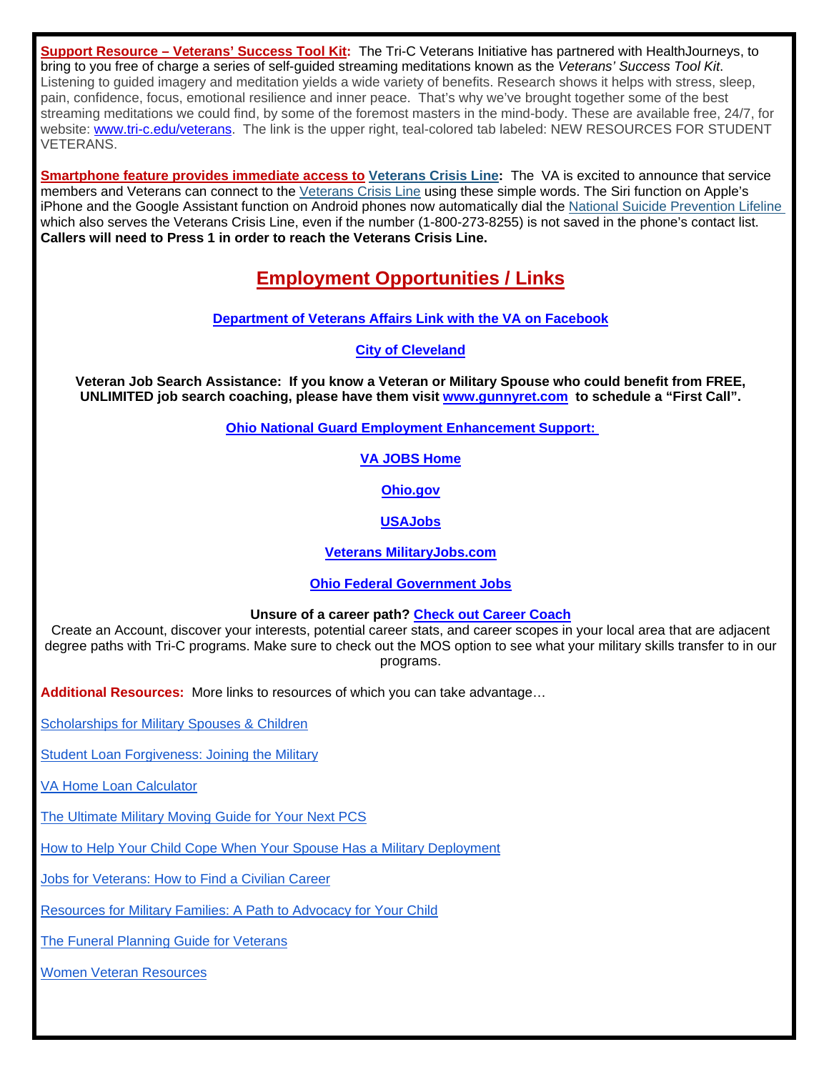**Support Resource – Veterans' Success Tool Kit:** The Tri-C Veterans Initiative has partnered with HealthJourneys, to bring to you free of charge a series of self-guided streaming meditations known as the *Veterans' Success Tool Kit.* Listening to guided imagery and meditation yields a wide variety of benefits. Research shows it helps with stress, sleep, pain, confidence, focus, emotional resilience and inner peace. That's why we've brought together some of the best streaming meditations we could find, by some of the foremost masters in the mind-body. These are available free, 24/7, for website: www.tri-c.edu/veterans. The link is the upper right, teal-colored tab labeled: NEW RESOURCES FOR STUDENT VETERANS.

**Smartphone feature provides immediate access to Veterans Crisis Line:** The VA is excited to announce that service members and Veterans can connect to the Veterans Crisis Line using these simple words. The Siri function on Apple's iPhone and the Google Assistant function on Android phones now automatically dial the National Suicide Prevention Lifeline which also serves the Veterans Crisis Line, even if the number (1-800-273-8255) is not saved in the phone's contact list. **Callers will need to Press 1 in order to reach the Veterans Crisis Line.**

## Employment Opportunities / Links

**Department of Veterans Affairs Link with the VA on Facebook**

**City of Cleveland**

**Veteran Job Search Assistance: If you know a Veteran or Military Spouse who could benefit from FREE, UNLIMITED job search coaching, please have them visit www.gunnyret.com to schedule a "First Call".**

**Ohio National Guard Employment Enhancement Support:**

**VA JOBS Home**

**Ohio.gov**

**USAJobs**

**Veterans MilitaryJobs.com**

**Ohio Federal Government Jobs**

**Unsure of a career path? Check out Career Coach**

Create an Account, discover your interests, potential career stats, and career scopes in your local area that are adjacent degree paths with Tri-C programs. Make sure to check out the MOS option to see what your military skills transfer to in our programs.

**Additional Resources:** More links to resources of which you can take advantage…

Scholarships for Military Spouses & Children

Student Loan Forgiveness: Joining the Military

VA Home Loan Calculator

The Ultimate Military Moving Guide for Your Next PCS

How to Help Your Child Cope When Your Spouse Has a Military Deployment

Jobs for Veterans: How to Find a Civilian Career

Resources for Military Families: A Path to Advocacy for Your Child

The Funeral Planning Guide for Veterans

Women Veteran Resources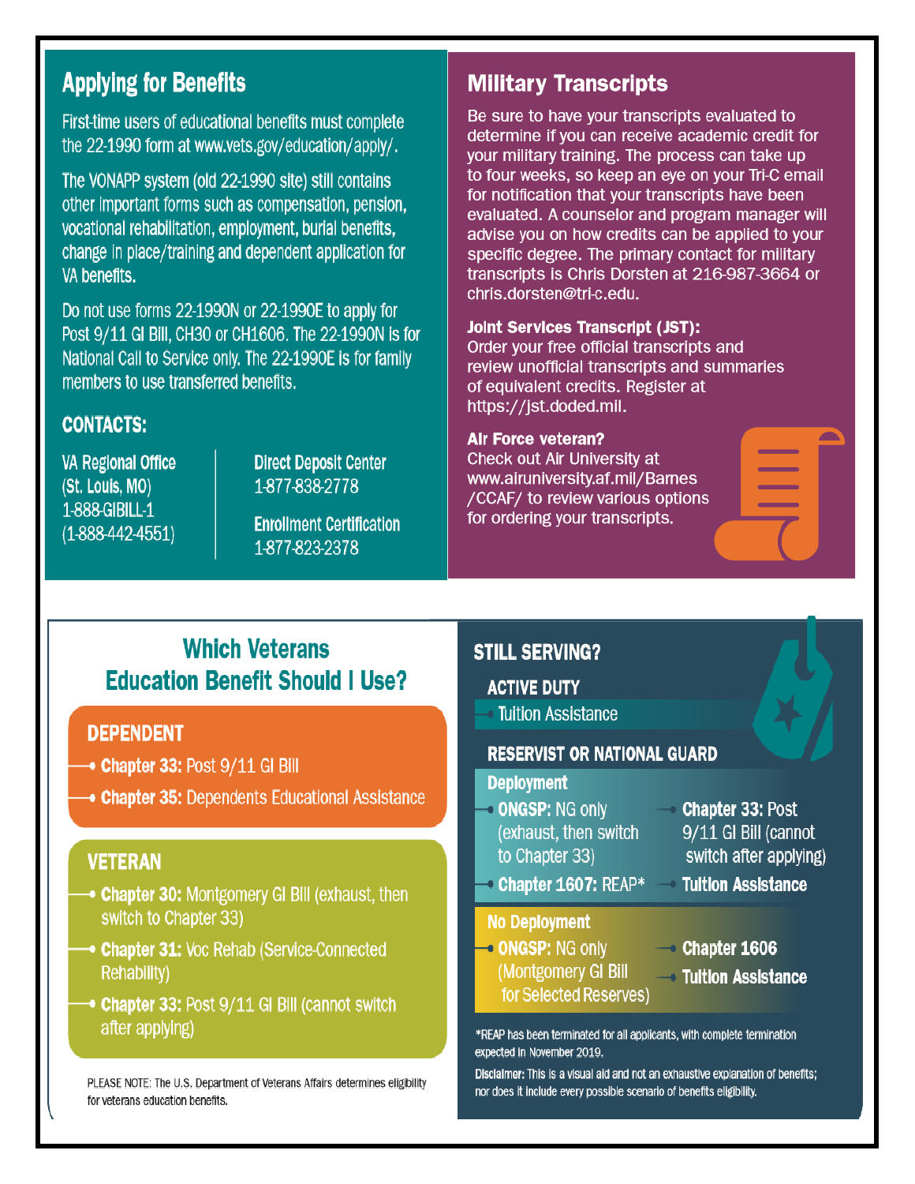## Applying for Benefits

First-time users of educational benefits must complete the 22-1990 form at www.vets.gov/education/apply/.

The VONAPP system (old 22-1990 site) still contains other important forms such as compensation, pension, vocational rehabilitation, employment, burial benefits, change in place/training and dependent application for VA benefits.

Do not use forms 22-1990N or 22-1990E to apply for Post 9/11 GI Bill, CH30 or CH1606. The 22-1990N is for National Call to Service only. The 22-1990E is for family members to use transferred benefits.

### CONTACTS:

**VA Regional Office**
(St. Louis, MO)
1-888-GIBILL-1
(1-888-442-4551)

**Direct Deposit Center**
1-877-838-2778

**Enrollment Certification**
1-877-823-2378

## Military Transcripts

Be sure to have your transcripts evaluated to determine if you can receive academic credit for your military training. The process can take up to four weeks, so keep an eye on your Tri-C email for notification that your transcripts have been evaluated. A counselor and program manager will advise you on how credits can be applied to your specific degree. The primary contact for military transcripts is Chris Dorsten at 216-987-3664 or chris.dorsten@tri-c.edu.

**Joint Services Transcript (JST):**
Order your free official transcripts and review unofficial transcripts and summaries of equivalent credits. Register at https://jst.doded.mil.

**Air Force veteran?**
Check out Air University at www.airuniversity.af.mil/Barnes/CCAF/ to review various options for ordering your transcripts.

## Which Veterans Education Benefit Should I Use?

### DEPENDENT

- **Chapter 33:** Post 9/11 GI Bill
- **Chapter 35:** Dependents Educational Assistance

### VETERAN

- **Chapter 30:** Montgomery GI Bill (exhaust, then switch to Chapter 33)
- **Chapter 31:** Voc Rehab (Service-Connected Rehability)
- **Chapter 33:** Post 9/11 GI Bill (cannot switch after applying)

PLEASE NOTE: The U.S. Department of Veterans Affairs determines eligibility for veterans education benefits.

## STILL SERVING?

### ACTIVE DUTY

- Tuition Assistance

### RESERVIST OR NATIONAL GUARD

**Deployment**

- **ONGSP:** NG only (exhaust, then switch to Chapter 33)
- **Chapter 1607:** REAP*
- **Chapter 33:** Post 9/11 GI Bill (cannot switch after applying)
- **Tuition Assistance**

**No Deployment**

- **ONGSP:** NG only (Montgomery GI Bill for Selected Reserves)
- **Chapter 1606**
- **Tuition Assistance**

*REAP has been terminated for all applicants, with complete termination expected in November 2019.

**Disclaimer:** This is a visual aid and not an exhaustive explanation of benefits; nor does it include every possible scenario of benefits eligibility.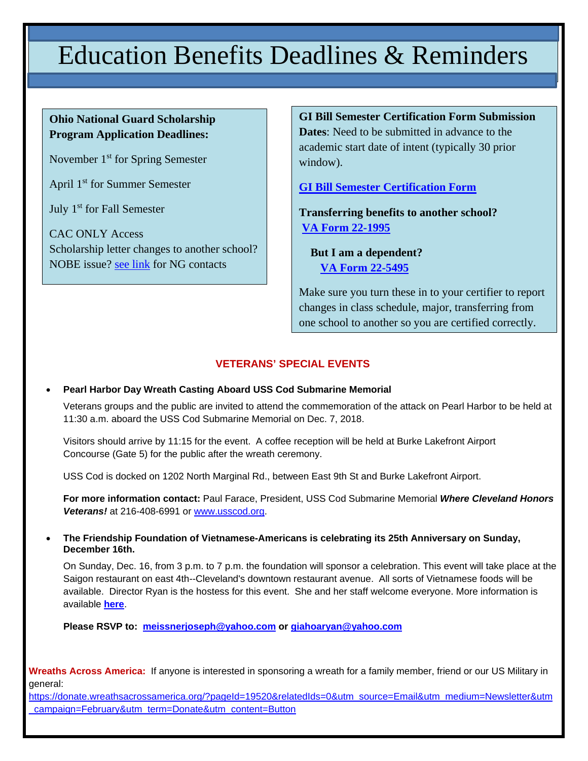# Education Benefits Deadlines & Reminders

**Ohio National Guard Scholarship Program Application Deadlines:**

November 1st for Spring Semester

April 1st for Summer Semester

July 1st for Fall Semester

CAC ONLY Access
Scholarship letter changes to another school? NOBE issue? see link for NG contacts

**GI Bill Semester Certification Form Submission Dates**: Need to be submitted in advance to the academic start date of intent (typically 30 prior window).

**GI Bill Semester Certification Form**

**Transferring benefits to another school?**
**VA Form 22-1995**

**But I am a dependent?**
**VA Form 22-5495**

Make sure you turn these in to your certifier to report changes in class schedule, major, transferring from one school to another so you are certified correctly.

## VETERANS' SPECIAL EVENTS

- **Pearl Harbor Day Wreath Casting Aboard USS Cod Submarine Memorial**

  Veterans groups and the public are invited to attend the commemoration of the attack on Pearl Harbor to be held at 11:30 a.m. aboard the USS Cod Submarine Memorial on Dec. 7, 2018.

  Visitors should arrive by 11:15 for the event. A coffee reception will be held at Burke Lakefront Airport Concourse (Gate 5) for the public after the wreath ceremony.

  USS Cod is docked on 1202 North Marginal Rd., between East 9th St and Burke Lakefront Airport.

  **For more information contact:** Paul Farace, President, USS Cod Submarine Memorial ***Where Cleveland Honors Veterans!*** at 216-408-6991 or www.usscod.org.

- **The Friendship Foundation of Vietnamese-Americans is celebrating its 25th Anniversary on Sunday, December 16th.**

  On Sunday, Dec. 16, from 3 p.m. to 7 p.m. the foundation will sponsor a celebration. This event will take place at the Saigon restaurant on east 4th--Cleveland's downtown restaurant avenue. All sorts of Vietnamese foods will be available. Director Ryan is the hostess for this event. She and her staff welcome everyone. More information is available **here**.

  **Please RSVP to: meissnerjoseph@yahoo.com or giahoaryan@yahoo.com**

**Wreaths Across America:** If anyone is interested in sponsoring a wreath for a family member, friend or our US Military in general:
https://donate.wreathsacrossamerica.org/?pageId=19520&relatedIds=0&utm_source=Email&utm_medium=Newsletter&utm_campaign=February&utm_term=Donate&utm_content=Button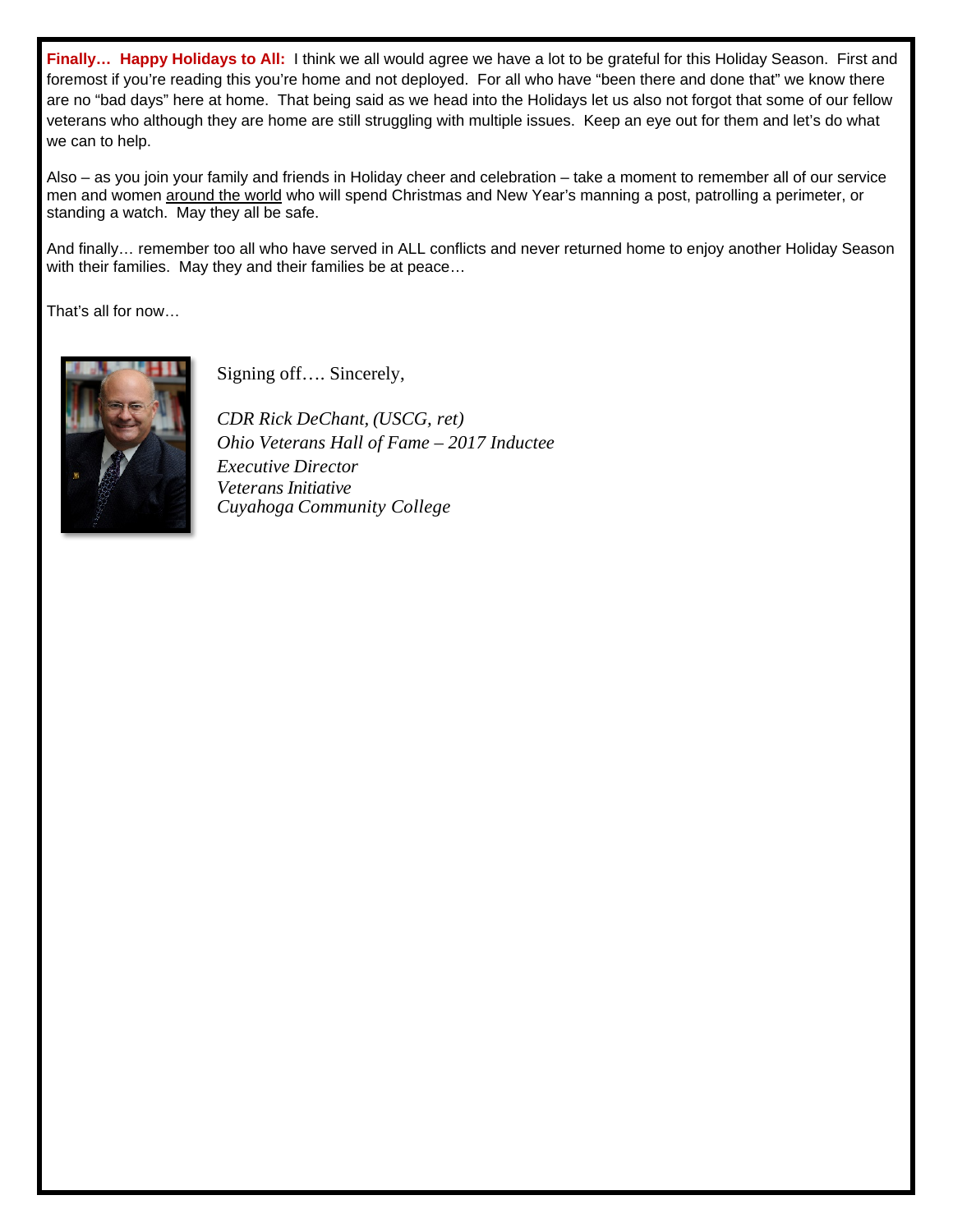**Finally… Happy Holidays to All:** I think we all would agree we have a lot to be grateful for this Holiday Season. First and foremost if you're reading this you're home and not deployed. For all who have "been there and done that" we know there are no "bad days" here at home. That being said as we head into the Holidays let us also not forgot that some of our fellow veterans who although they are home are still struggling with multiple issues. Keep an eye out for them and let's do what we can to help.

Also – as you join your family and friends in Holiday cheer and celebration – take a moment to remember all of our service men and women around the world who will spend Christmas and New Year's manning a post, patrolling a perimeter, or standing a watch. May they all be safe.

And finally… remember too all who have served in ALL conflicts and never returned home to enjoy another Holiday Season with their families. May they and their families be at peace…

That's all for now…

Signing off…. Sincerely,

*CDR Rick DeChant, (USCG, ret)*
*Ohio Veterans Hall of Fame – 2017 Inductee*
*Executive Director*
*Veterans Initiative*
*Cuyahoga Community College*